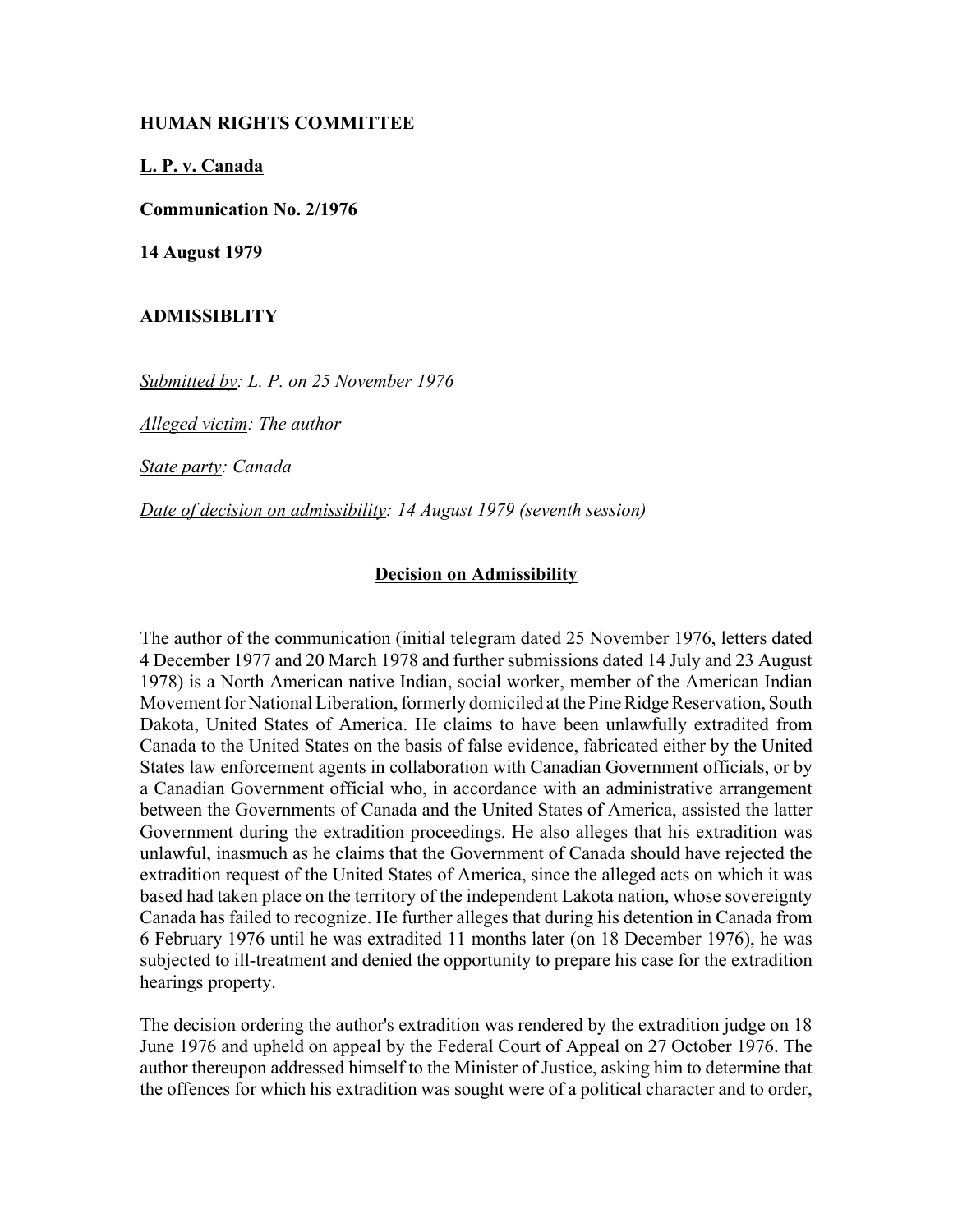**HUMAN RIGHTS COMMITTEE**

**L. P. v. Canada**

**Communication No. 2/1976**

**14 August 1979**

**ADMISSIBLITY**

*Submitted by: L. P. on 25 November 1976*

*Alleged victim: The author*

*State party: Canada*

*Date of decision on admissibility: 14 August 1979 (seventh session)*

**Decision on Admissibility**

The author of the communication (initial telegram dated 25 November 1976, letters dated 4 December 1977 and 20 March 1978 and further submissions dated 14 July and 23 August 1978) is a North American native Indian, social worker, member of the American Indian Movement for National Liberation, formerly domiciled at the Pine Ridge Reservation, South Dakota, United States of America. He claims to have been unlawfully extradited from Canada to the United States on the basis of false evidence, fabricated either by the United States law enforcement agents in collaboration with Canadian Government officials, or by a Canadian Government official who, in accordance with an administrative arrangement between the Governments of Canada and the United States of America, assisted the latter Government during the extradition proceedings. He also alleges that his extradition was unlawful, inasmuch as he claims that the Government of Canada should have rejected the extradition request of the United States of America, since the alleged acts on which it was based had taken place on the territory of the independent Lakota nation, whose sovereignty Canada has failed to recognize. He further alleges that during his detention in Canada from 6 February 1976 until he was extradited 11 months later (on 18 December 1976), he was subjected to ill-treatment and denied the opportunity to prepare his case for the extradition hearings property.

The decision ordering the author's extradition was rendered by the extradition judge on 18 June 1976 and upheld on appeal by the Federal Court of Appeal on 27 October 1976. The author thereupon addressed himself to the Minister of Justice, asking him to determine that the offences for which his extradition was sought were of a political character and to order,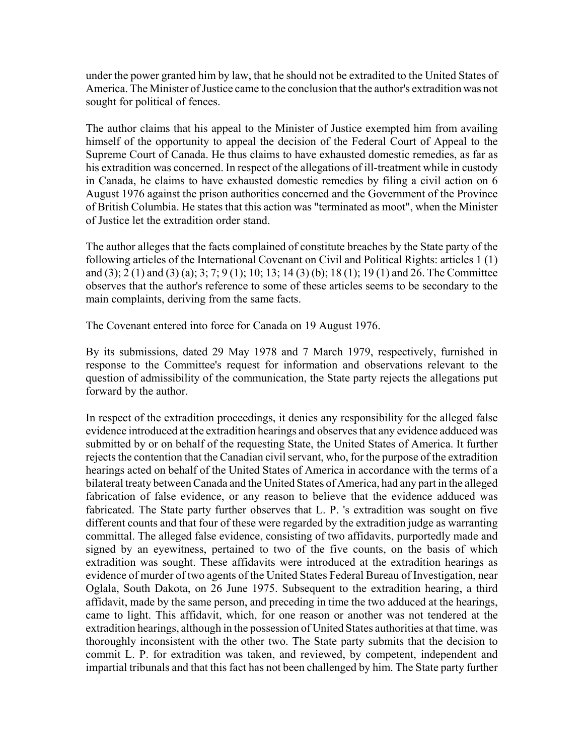under the power granted him by law, that he should not be extradited to the United States of America. The Minister of Justice came to the conclusion that the author's extradition was not sought for political of fences.

The author claims that his appeal to the Minister of Justice exempted him from availing himself of the opportunity to appeal the decision of the Federal Court of Appeal to the Supreme Court of Canada. He thus claims to have exhausted domestic remedies, as far as his extradition was concerned. In respect of the allegations of ill-treatment while in custody in Canada, he claims to have exhausted domestic remedies by filing a civil action on 6 August 1976 against the prison authorities concerned and the Government of the Province of British Columbia. He states that this action was "terminated as moot", when the Minister of Justice let the extradition order stand.

The author alleges that the facts complained of constitute breaches by the State party of the following articles of the International Covenant on Civil and Political Rights: articles 1 (1) and (3); 2 (1) and (3) (a); 3; 7; 9 (1); 10; 13; 14 (3) (b); 18 (1); 19 (1) and 26. The Committee observes that the author's reference to some of these articles seems to be secondary to the main complaints, deriving from the same facts.

The Covenant entered into force for Canada on 19 August 1976.

By its submissions, dated 29 May 1978 and 7 March 1979, respectively, furnished in response to the Committee's request for information and observations relevant to the question of admissibility of the communication, the State party rejects the allegations put forward by the author.

In respect of the extradition proceedings, it denies any responsibility for the alleged false evidence introduced at the extradition hearings and observes that any evidence adduced was submitted by or on behalf of the requesting State, the United States of America. It further rejects the contention that the Canadian civil servant, who, for the purpose of the extradition hearings acted on behalf of the United States of America in accordance with the terms of a bilateral treaty between Canada and the United States of America, had any part in the alleged fabrication of false evidence, or any reason to believe that the evidence adduced was fabricated. The State party further observes that L. P. 's extradition was sought on five different counts and that four of these were regarded by the extradition judge as warranting committal. The alleged false evidence, consisting of two affidavits, purportedly made and signed by an eyewitness, pertained to two of the five counts, on the basis of which extradition was sought. These affidavits were introduced at the extradition hearings as evidence of murder of two agents of the United States Federal Bureau of Investigation, near Oglala, South Dakota, on 26 June 1975. Subsequent to the extradition hearing, a third affidavit, made by the same person, and preceding in time the two adduced at the hearings, came to light. This affidavit, which, for one reason or another was not tendered at the extradition hearings, although in the possession of United States authorities at that time, was thoroughly inconsistent with the other two. The State party submits that the decision to commit L. P. for extradition was taken, and reviewed, by competent, independent and impartial tribunals and that this fact has not been challenged by him. The State party further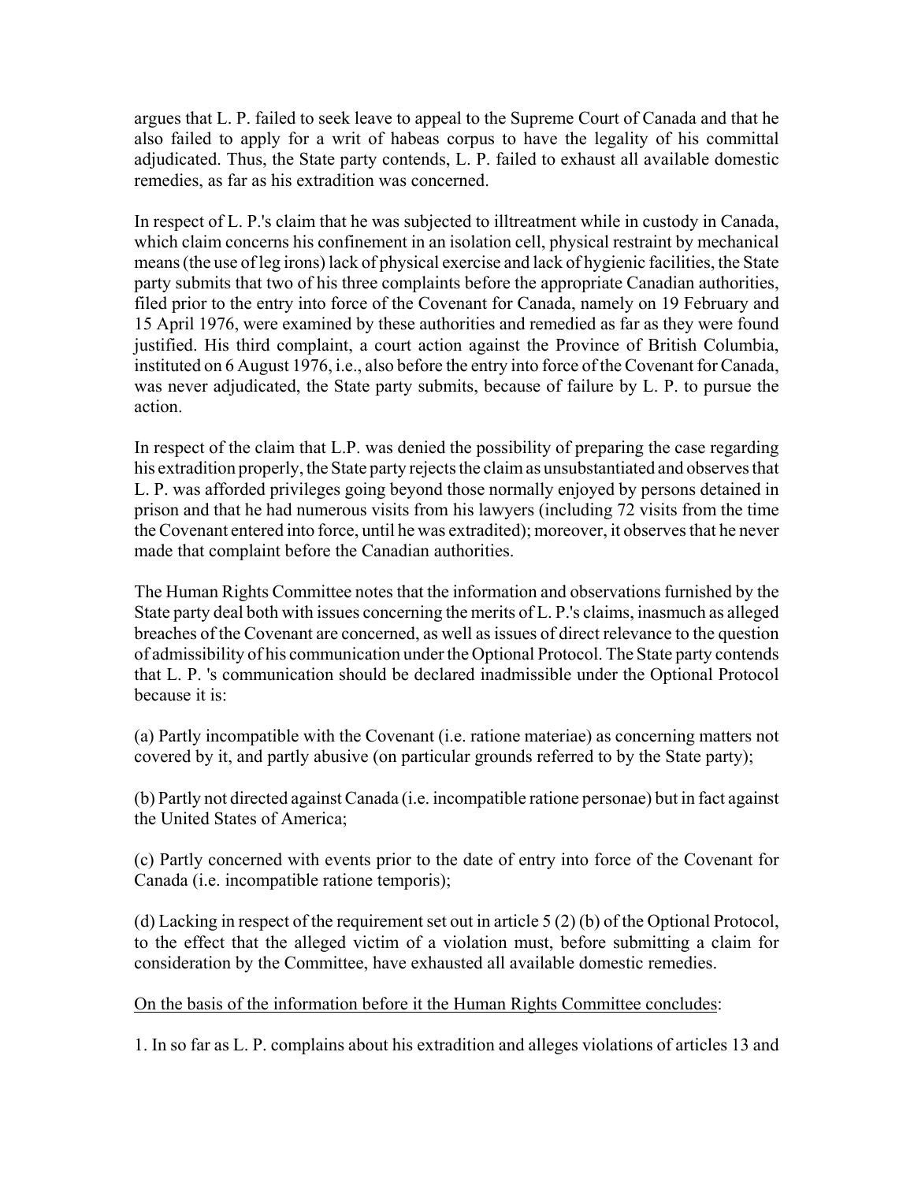argues that L. P. failed to seek leave to appeal to the Supreme Court of Canada and that he also failed to apply for a writ of habeas corpus to have the legality of his committal adjudicated. Thus, the State party contends, L. P. failed to exhaust all available domestic remedies, as far as his extradition was concerned.

In respect of L. P.'s claim that he was subjected to illtreatment while in custody in Canada, which claim concerns his confinement in an isolation cell, physical restraint by mechanical means (the use of leg irons) lack of physical exercise and lack of hygienic facilities, the State party submits that two of his three complaints before the appropriate Canadian authorities, filed prior to the entry into force of the Covenant for Canada, namely on 19 February and 15 April 1976, were examined by these authorities and remedied as far as they were found justified. His third complaint, a court action against the Province of British Columbia, instituted on 6 August 1976, i.e., also before the entry into force of the Covenant for Canada, was never adjudicated, the State party submits, because of failure by L. P. to pursue the action.

In respect of the claim that L.P. was denied the possibility of preparing the case regarding his extradition properly, the State party rejects the claim as unsubstantiated and observes that L. P. was afforded privileges going beyond those normally enjoyed by persons detained in prison and that he had numerous visits from his lawyers (including 72 visits from the time the Covenant entered into force, until he was extradited); moreover, it observes that he never made that complaint before the Canadian authorities.

The Human Rights Committee notes that the information and observations furnished by the State party deal both with issues concerning the merits of L. P.'s claims, inasmuch as alleged breaches of the Covenant are concerned, as well as issues of direct relevance to the question of admissibility of his communication under the Optional Protocol. The State party contends that L. P. 's communication should be declared inadmissible under the Optional Protocol because it is:

(a) Partly incompatible with the Covenant (i.e. ratione materiae) as concerning matters not covered by it, and partly abusive (on particular grounds referred to by the State party);

(b) Partly not directed against Canada (i.e. incompatible ratione personae) but in fact against the United States of America;

(c) Partly concerned with events prior to the date of entry into force of the Covenant for Canada (i.e. incompatible ratione temporis);

(d) Lacking in respect of the requirement set out in article 5 (2) (b) of the Optional Protocol, to the effect that the alleged victim of a violation must, before submitting a claim for consideration by the Committee, have exhausted all available domestic remedies.

<u>On the basis of the information before it the Human Rights Committee concludes</u>:

1. In so far as L. P. complains about his extradition and alleges violations of articles 13 and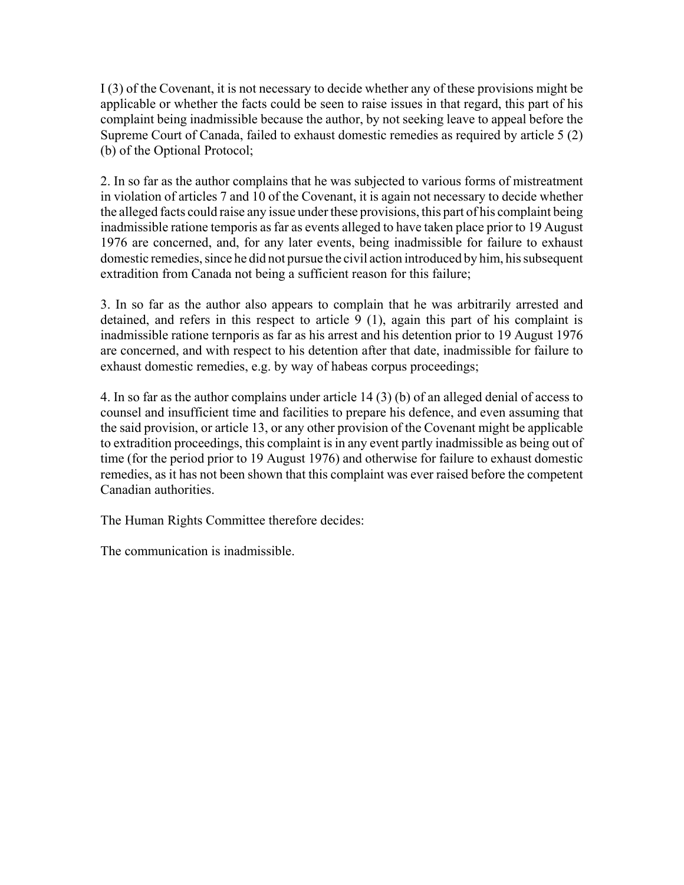I (3) of the Covenant, it is not necessary to decide whether any of these provisions might be applicable or whether the facts could be seen to raise issues in that regard, this part of his complaint being inadmissible because the author, by not seeking leave to appeal before the Supreme Court of Canada, failed to exhaust domestic remedies as required by article 5 (2) (b) of the Optional Protocol;

2. In so far as the author complains that he was subjected to various forms of mistreatment in violation of articles 7 and 10 of the Covenant, it is again not necessary to decide whether the alleged facts could raise any issue under these provisions, this part of his complaint being inadmissible ratione temporis as far as events alleged to have taken place prior to 19 August 1976 are concerned, and, for any later events, being inadmissible for failure to exhaust domestic remedies, since he did not pursue the civil action introduced by him, his subsequent extradition from Canada not being a sufficient reason for this failure;

3. In so far as the author also appears to complain that he was arbitrarily arrested and detained, and refers in this respect to article 9 (1), again this part of his complaint is inadmissible ratione ternporis as far as his arrest and his detention prior to 19 August 1976 are concerned, and with respect to his detention after that date, inadmissible for failure to exhaust domestic remedies, e.g. by way of habeas corpus proceedings;

4. In so far as the author complains under article 14 (3) (b) of an alleged denial of access to counsel and insufficient time and facilities to prepare his defence, and even assuming that the said provision, or article 13, or any other provision of the Covenant might be applicable to extradition proceedings, this complaint is in any event partly inadmissible as being out of time (for the period prior to 19 August 1976) and otherwise for failure to exhaust domestic remedies, as it has not been shown that this complaint was ever raised before the competent Canadian authorities.

The Human Rights Committee therefore decides:

The communication is inadmissible.